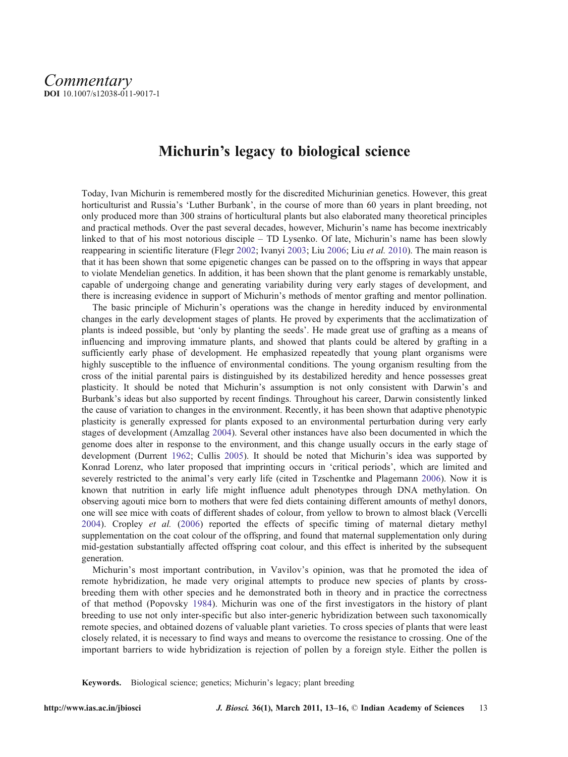*Commentary*
**DOI** 10.1007/s12038-011-9017-1

# Michurin's legacy to biological science

Today, Ivan Michurin is remembered mostly for the discredited Michurinian genetics. However, this great horticulturist and Russia's 'Luther Burbank', in the course of more than 60 years in plant breeding, not only produced more than 300 strains of horticultural plants but also elaborated many theoretical principles and practical methods. Over the past several decades, however, Michurin's name has become inextricably linked to that of his most notorious disciple – TD Lysenko. Of late, Michurin's name has been slowly reappearing in scientific literature (Flegr 2002; Ivanyi 2003; Liu 2006; Liu *et al.* 2010). The main reason is that it has been shown that some epigenetic changes can be passed on to the offspring in ways that appear to violate Mendelian genetics. In addition, it has been shown that the plant genome is remarkably unstable, capable of undergoing change and generating variability during very early stages of development, and there is increasing evidence in support of Michurin's methods of mentor grafting and mentor pollination.

The basic principle of Michurin's operations was the change in heredity induced by environmental changes in the early development stages of plants. He proved by experiments that the acclimatization of plants is indeed possible, but 'only by planting the seeds'. He made great use of grafting as a means of influencing and improving immature plants, and showed that plants could be altered by grafting in a sufficiently early phase of development. He emphasized repeatedly that young plant organisms were highly susceptible to the influence of environmental conditions. The young organism resulting from the cross of the initial parental pairs is distinguished by its destabilized heredity and hence possesses great plasticity. It should be noted that Michurin's assumption is not only consistent with Darwin's and Burbank's ideas but also supported by recent findings. Throughout his career, Darwin consistently linked the cause of variation to changes in the environment. Recently, it has been shown that adaptive phenotypic plasticity is generally expressed for plants exposed to an environmental perturbation during very early stages of development (Amzallag 2004). Several other instances have also been documented in which the genome does alter in response to the environment, and this change usually occurs in the early stage of development (Durrent 1962; Cullis 2005). It should be noted that Michurin's idea was supported by Konrad Lorenz, who later proposed that imprinting occurs in 'critical periods', which are limited and severely restricted to the animal's very early life (cited in Tzschentke and Plagemann 2006). Now it is known that nutrition in early life might influence adult phenotypes through DNA methylation. On observing agouti mice born to mothers that were fed diets containing different amounts of methyl donors, one will see mice with coats of different shades of colour, from yellow to brown to almost black (Vercelli 2004). Cropley *et al.* (2006) reported the effects of specific timing of maternal dietary methyl supplementation on the coat colour of the offspring, and found that maternal supplementation only during mid-gestation substantially affected offspring coat colour, and this effect is inherited by the subsequent generation.

Michurin's most important contribution, in Vavilov's opinion, was that he promoted the idea of remote hybridization, he made very original attempts to produce new species of plants by cross-breeding them with other species and he demonstrated both in theory and in practice the correctness of that method (Popovsky 1984). Michurin was one of the first investigators in the history of plant breeding to use not only inter-specific but also inter-generic hybridization between such taxonomically remote species, and obtained dozens of valuable plant varieties. To cross species of plants that were least closely related, it is necessary to find ways and means to overcome the resistance to crossing. One of the important barriers to wide hybridization is rejection of pollen by a foreign style. Either the pollen is

**Keywords.** Biological science; genetics; Michurin's legacy; plant breeding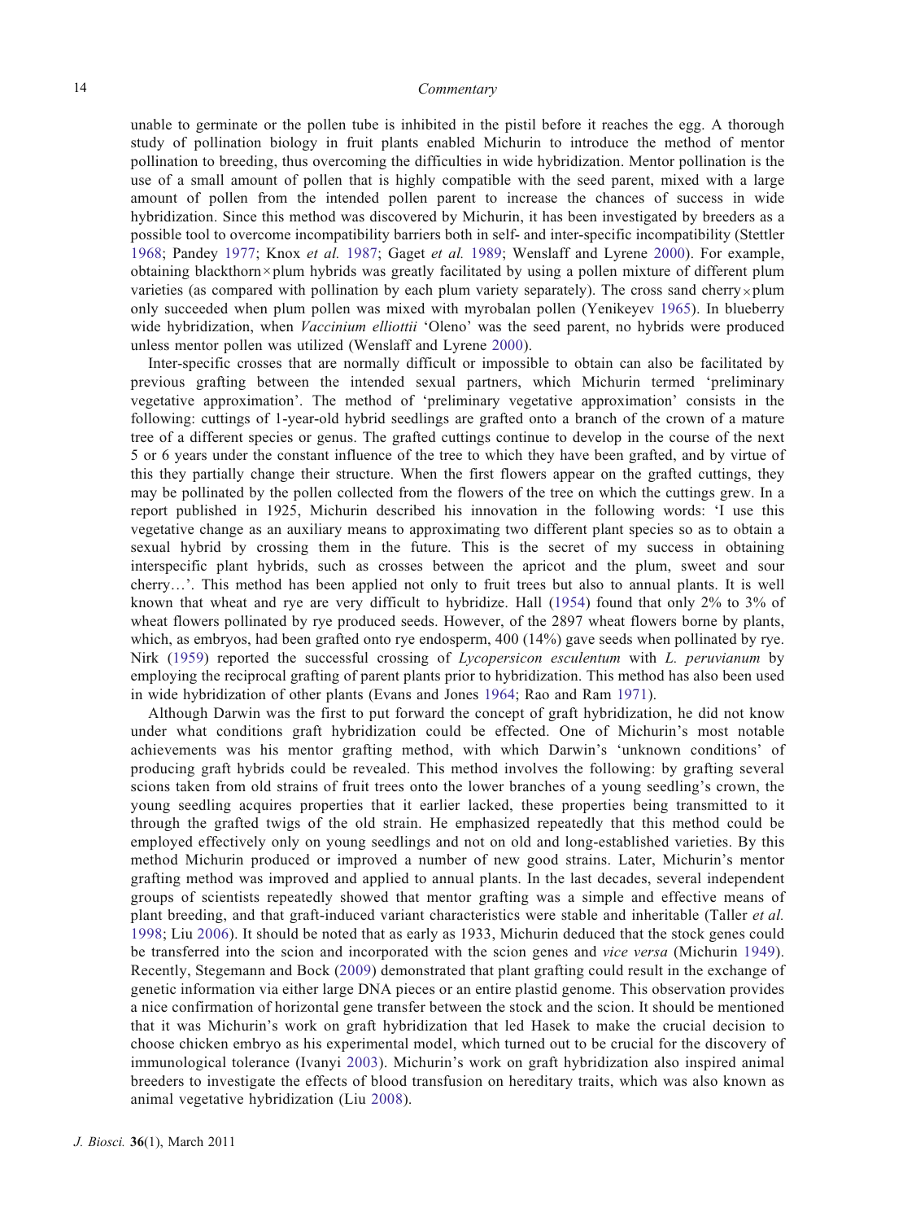unable to germinate or the pollen tube is inhibited in the pistil before it reaches the egg. A thorough study of pollination biology in fruit plants enabled Michurin to introduce the method of mentor pollination to breeding, thus overcoming the difficulties in wide hybridization. Mentor pollination is the use of a small amount of pollen that is highly compatible with the seed parent, mixed with a large amount of pollen from the intended pollen parent to increase the chances of success in wide hybridization. Since this method was discovered by Michurin, it has been investigated by breeders as a possible tool to overcome incompatibility barriers both in self- and inter-specific incompatibility (Stettler 1968; Pandey 1977; Knox *et al.* 1987; Gaget *et al.* 1989; Wenslaff and Lyrene 2000). For example, obtaining blackthorn×plum hybrids was greatly facilitated by using a pollen mixture of different plum varieties (as compared with pollination by each plum variety separately). The cross sand cherry×plum only succeeded when plum pollen was mixed with myrobalan pollen (Yenikeyev 1965). In blueberry wide hybridization, when *Vaccinium elliottii* 'Oleno' was the seed parent, no hybrids were produced unless mentor pollen was utilized (Wenslaff and Lyrene 2000).

Inter-specific crosses that are normally difficult or impossible to obtain can also be facilitated by previous grafting between the intended sexual partners, which Michurin termed 'preliminary vegetative approximation'. The method of 'preliminary vegetative approximation' consists in the following: cuttings of 1-year-old hybrid seedlings are grafted onto a branch of the crown of a mature tree of a different species or genus. The grafted cuttings continue to develop in the course of the next 5 or 6 years under the constant influence of the tree to which they have been grafted, and by virtue of this they partially change their structure. When the first flowers appear on the grafted cuttings, they may be pollinated by the pollen collected from the flowers of the tree on which the cuttings grew. In a report published in 1925, Michurin described his innovation in the following words: 'I use this vegetative change as an auxiliary means to approximating two different plant species so as to obtain a sexual hybrid by crossing them in the future. This is the secret of my success in obtaining interspecific plant hybrids, such as crosses between the apricot and the plum, sweet and sour cherry…'. This method has been applied not only to fruit trees but also to annual plants. It is well known that wheat and rye are very difficult to hybridize. Hall (1954) found that only 2% to 3% of wheat flowers pollinated by rye produced seeds. However, of the 2897 wheat flowers borne by plants, which, as embryos, had been grafted onto rye endosperm, 400 (14%) gave seeds when pollinated by rye. Nirk (1959) reported the successful crossing of *Lycopersicon esculentum* with *L. peruvianum* by employing the reciprocal grafting of parent plants prior to hybridization. This method has also been used in wide hybridization of other plants (Evans and Jones 1964; Rao and Ram 1971).

Although Darwin was the first to put forward the concept of graft hybridization, he did not know under what conditions graft hybridization could be effected. One of Michurin's most notable achievements was his mentor grafting method, with which Darwin's 'unknown conditions' of producing graft hybrids could be revealed. This method involves the following: by grafting several scions taken from old strains of fruit trees onto the lower branches of a young seedling's crown, the young seedling acquires properties that it earlier lacked, these properties being transmitted to it through the grafted twigs of the old strain. He emphasized repeatedly that this method could be employed effectively only on young seedlings and not on old and long-established varieties. By this method Michurin produced or improved a number of new good strains. Later, Michurin's mentor grafting method was improved and applied to annual plants. In the last decades, several independent groups of scientists repeatedly showed that mentor grafting was a simple and effective means of plant breeding, and that graft-induced variant characteristics were stable and inheritable (Taller *et al.* 1998; Liu 2006). It should be noted that as early as 1933, Michurin deduced that the stock genes could be transferred into the scion and incorporated with the scion genes and *vice versa* (Michurin 1949). Recently, Stegemann and Bock (2009) demonstrated that plant grafting could result in the exchange of genetic information via either large DNA pieces or an entire plastid genome. This observation provides a nice confirmation of horizontal gene transfer between the stock and the scion. It should be mentioned that it was Michurin's work on graft hybridization that led Hasek to make the crucial decision to choose chicken embryo as his experimental model, which turned out to be crucial for the discovery of immunological tolerance (Ivanyi 2003). Michurin's work on graft hybridization also inspired animal breeders to investigate the effects of blood transfusion on hereditary traits, which was also known as animal vegetative hybridization (Liu 2008).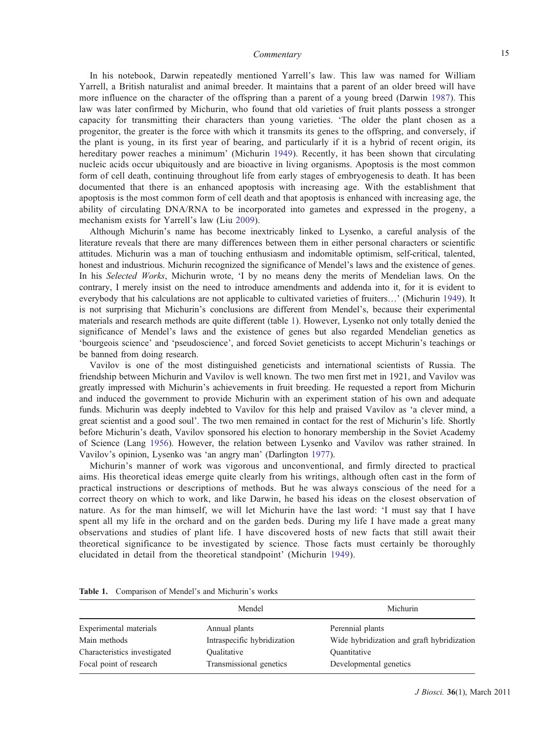In his notebook, Darwin repeatedly mentioned Yarrell's law. This law was named for William Yarrell, a British naturalist and animal breeder. It maintains that a parent of an older breed will have more influence on the character of the offspring than a parent of a young breed (Darwin 1987). This law was later confirmed by Michurin, who found that old varieties of fruit plants possess a stronger capacity for transmitting their characters than young varieties. 'The older the plant chosen as a progenitor, the greater is the force with which it transmits its genes to the offspring, and conversely, if the plant is young, in its first year of bearing, and particularly if it is a hybrid of recent origin, its hereditary power reaches a minimum' (Michurin 1949). Recently, it has been shown that circulating nucleic acids occur ubiquitously and are bioactive in living organisms. Apoptosis is the most common form of cell death, continuing throughout life from early stages of embryogenesis to death. It has been documented that there is an enhanced apoptosis with increasing age. With the establishment that apoptosis is the most common form of cell death and that apoptosis is enhanced with increasing age, the ability of circulating DNA/RNA to be incorporated into gametes and expressed in the progeny, a mechanism exists for Yarrell's law (Liu 2009).

Although Michurin's name has become inextricably linked to Lysenko, a careful analysis of the literature reveals that there are many differences between them in either personal characters or scientific attitudes. Michurin was a man of touching enthusiasm and indomitable optimism, self-critical, talented, honest and industrious. Michurin recognized the significance of Mendel's laws and the existence of genes. In his *Selected Works*, Michurin wrote, 'I by no means deny the merits of Mendelian laws. On the contrary, I merely insist on the need to introduce amendments and addenda into it, for it is evident to everybody that his calculations are not applicable to cultivated varieties of fruiters…' (Michurin 1949). It is not surprising that Michurin's conclusions are different from Mendel's, because their experimental materials and research methods are quite different (table 1). However, Lysenko not only totally denied the significance of Mendel's laws and the existence of genes but also regarded Mendelian genetics as 'bourgeois science' and 'pseudoscience', and forced Soviet geneticists to accept Michurin's teachings or be banned from doing research.

Vavilov is one of the most distinguished geneticists and international scientists of Russia. The friendship between Michurin and Vavilov is well known. The two men first met in 1921, and Vavilov was greatly impressed with Michurin's achievements in fruit breeding. He requested a report from Michurin and induced the government to provide Michurin with an experiment station of his own and adequate funds. Michurin was deeply indebted to Vavilov for this help and praised Vavilov as 'a clever mind, a great scientist and a good soul'. The two men remained in contact for the rest of Michurin's life. Shortly before Michurin's death, Vavilov sponsored his election to honorary membership in the Soviet Academy of Science (Lang 1956). However, the relation between Lysenko and Vavilov was rather strained. In Vavilov's opinion, Lysenko was 'an angry man' (Darlington 1977).

Michurin's manner of work was vigorous and unconventional, and firmly directed to practical aims. His theoretical ideas emerge quite clearly from his writings, although often cast in the form of practical instructions or descriptions of methods. But he was always conscious of the need for a correct theory on which to work, and like Darwin, he based his ideas on the closest observation of nature. As for the man himself, we will let Michurin have the last word: 'I must say that I have spent all my life in the orchard and on the garden beds. During my life I have made a great many observations and studies of plant life. I have discovered hosts of new facts that still await their theoretical significance to be investigated by science. Those facts must certainly be thoroughly elucidated in detail from the theoretical standpoint' (Michurin 1949).

**Table 1.** Comparison of Mendel's and Michurin's works

| | Mendel | Michurin |
|---|---|---|
| Experimental materials | Annual plants | Perennial plants |
| Main methods | Intraspecific hybridization | Wide hybridization and graft hybridization |
| Characteristics investigated | Qualitative | Quantitative |
| Focal point of research | Transmissional genetics | Developmental genetics |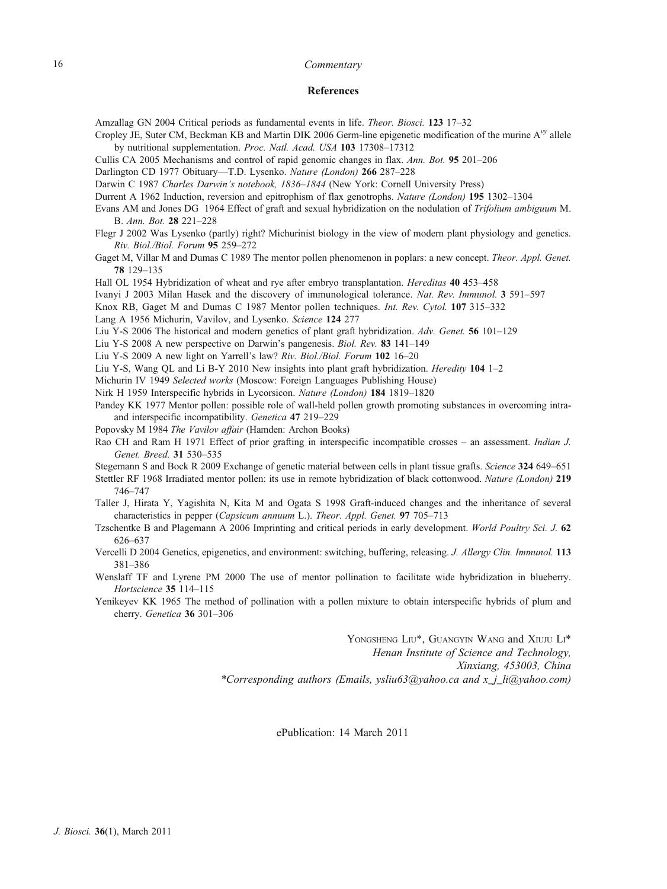## References

Amzallag GN 2004 Critical periods as fundamental events in life. *Theor. Biosci.* **123** 17–32

Cropley JE, Suter CM, Beckman KB and Martin DIK 2006 Germ-line epigenetic modification of the murine $A^{vy}$ allele by nutritional supplementation. *Proc. Natl. Acad. USA* **103** 17308–17312

Cullis CA 2005 Mechanisms and control of rapid genomic changes in flax. *Ann. Bot.* **95** 201–206

Darlington CD 1977 Obituary—T.D. Lysenko. *Nature (London)* **266** 287–228

Darwin C 1987 *Charles Darwin's notebook, 1836–1844* (New York: Cornell University Press)

Durrent A 1962 Induction, reversion and epitrophism of flax genotrophs. *Nature (London)* **195** 1302–1304

Evans AM and Jones DG 1964 Effect of graft and sexual hybridization on the nodulation of *Trifolium ambiguum* M. B. *Ann. Bot.* **28** 221–228

Flegr J 2002 Was Lysenko (partly) right? Michurinist biology in the view of modern plant physiology and genetics. *Riv. Biol./Biol. Forum* **95** 259–272

Gaget M, Villar M and Dumas C 1989 The mentor pollen phenomenon in poplars: a new concept. *Theor. Appl. Genet.* **78** 129–135

Hall OL 1954 Hybridization of wheat and rye after embryo transplantation. *Hereditas* **40** 453–458

Ivanyi J 2003 Milan Hasek and the discovery of immunological tolerance. *Nat. Rev. Immunol.* **3** 591–597

Knox RB, Gaget M and Dumas C 1987 Mentor pollen techniques. *Int. Rev. Cytol.* **107** 315–332

Lang A 1956 Michurin, Vavilov, and Lysenko. *Science* **124** 277

Liu Y-S 2006 The historical and modern genetics of plant graft hybridization. *Adv. Genet.* **56** 101–129

Liu Y-S 2008 A new perspective on Darwin's pangenesis. *Biol. Rev.* **83** 141–149

Liu Y-S 2009 A new light on Yarrell's law? *Riv. Biol./Biol. Forum* **102** 16–20

Liu Y-S, Wang QL and Li B-Y 2010 New insights into plant graft hybridization. *Heredity* **104** 1–2

Michurin IV 1949 *Selected works* (Moscow: Foreign Languages Publishing House)

Nirk H 1959 Interspecific hybrids in Lycorsicon. *Nature (London)* **184** 1819–1820

Pandey KK 1977 Mentor pollen: possible role of wall-held pollen growth promoting substances in overcoming intra- and interspecific incompatibility. *Genetica* **47** 219–229

Popovsky M 1984 *The Vavilov affair* (Hamden: Archon Books)

Rao CH and Ram H 1971 Effect of prior grafting in interspecific incompatible crosses – an assessment. *Indian J. Genet. Breed.* **31** 530–535

Stegemann S and Bock R 2009 Exchange of genetic material between cells in plant tissue grafts. *Science* **324** 649–651

Stettler RF 1968 Irradiated mentor pollen: its use in remote hybridization of black cottonwood. *Nature (London)* **219** 746–747

Taller J, Hirata Y, Yagishita N, Kita M and Ogata S 1998 Graft-induced changes and the inheritance of several characteristics in pepper (*Capsicum annuum* L.). *Theor. Appl. Genet.* **97** 705–713

Tzschentke B and Plagemann A 2006 Imprinting and critical periods in early development. *World Poultry Sci. J.* **62** 626–637

Vercelli D 2004 Genetics, epigenetics, and environment: switching, buffering, releasing. *J. Allergy Clin. Immunol.* **113** 381–386

Wenslaff TF and Lyrene PM 2000 The use of mentor pollination to facilitate wide hybridization in blueberry. *Hortscience* **35** 114–115

Yenikeyev KK 1965 The method of pollination with a pollen mixture to obtain interspecific hybrids of plum and cherry. *Genetica* **36** 301–306

Yongsheng Liu*, Guangyin Wang and Xiuju Li*
*Henan Institute of Science and Technology,*
*Xinxiang, 453003, China*
*Corresponding authors (Emails, ysliu63@yahoo.ca and x_j_li@yahoo.com)*

ePublication: 14 March 2011